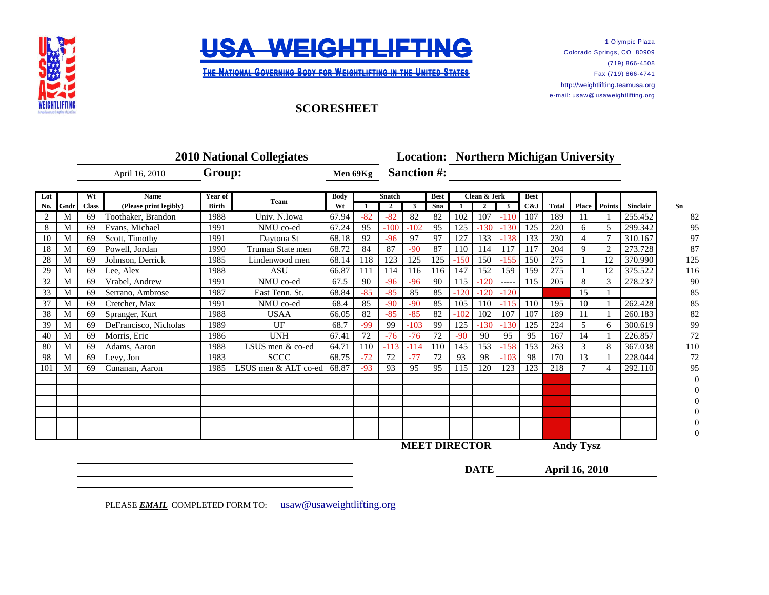# USA WEIGHTLIFTING

THE NATIONAL GOVERNING BODY FOR WEIGHTLIFTING IN THE UNITED STATES

1 Olympic Plaza
Colorado Springs, CO 80909
(719) 866-4508
Fax (719) 866-4741
http://weightlifting.teamusa.org
e-mail: usaw@usaweightlifting.org

## SCORESHEET

**2010 National Collegiates** | **Location: Northern Michigan University**

April 16, 2010 | **Group:** Men 69Kg | **Sanction #:**

| Lot No. | Gndr | Wt Class | Name (Please print legibly) | Year of Birth | Team | Body Wt | Snatch 1 | Snatch 2 | Snatch 3 | Best Sna | Clean & Jerk 1 | Clean & Jerk 2 | Clean & Jerk 3 | Best C&J | Total | Place | Points | Sinclair | Sn |
|---|---|---|---|---|---|---|---|---|---|---|---|---|---|---|---|---|---|---|---|
| 2 | M | 69 | Toothaker, Brandon | 1988 | Univ. N.Iowa | 67.94 | -82 | -82 | 82 | 82 | 102 | 107 | -110 | 107 | 189 | 11 | 1 | 255.452 | 82 |
| 8 | M | 69 | Evans, Michael | 1991 | NMU co-ed | 67.24 | 95 | -100 | -102 | 95 | 125 | -130 | -130 | 125 | 220 | 6 | 5 | 299.342 | 95 |
| 10 | M | 69 | Scott, Timothy | 1991 | Daytona St | 68.18 | 92 | -96 | 97 | 97 | 127 | 133 | -138 | 133 | 230 | 4 | 7 | 310.167 | 97 |
| 18 | M | 69 | Powell, Jordan | 1990 | Truman State men | 68.72 | 84 | 87 | -90 | 87 | 110 | 114 | 117 | 117 | 204 | 9 | 2 | 273.728 | 87 |
| 28 | M | 69 | Johnson, Derrick | 1985 | Lindenwood men | 68.14 | 118 | 123 | 125 | 125 | -150 | 150 | -155 | 150 | 275 | 1 | 12 | 370.990 | 125 |
| 29 | M | 69 | Lee, Alex | 1988 | ASU | 66.87 | 111 | 114 | 116 | 116 | 147 | 152 | 159 | 159 | 275 | 1 | 12 | 375.522 | 116 |
| 32 | M | 69 | Vrabel, Andrew | 1991 | NMU co-ed | 67.5 | 90 | -96 | -96 | 90 | 115 | -120 | ----- | 115 | 205 | 8 | 3 | 278.237 | 90 |
| 33 | M | 69 | Serrano, Ambrose | 1987 | East Tenn. St. | 68.84 | -85 | -85 | 85 | 85 | -120 | -120 | -120 | | | 15 | 1 | | 85 |
| 37 | M | 69 | Cretcher, Max | 1991 | NMU co-ed | 68.4 | 85 | -90 | -90 | 85 | 105 | 110 | -115 | 110 | 195 | 10 | 1 | 262.428 | 85 |
| 38 | M | 69 | Spranger, Kurt | 1988 | USAA | 66.05 | 82 | -85 | -85 | 82 | -102 | 102 | 107 | 107 | 189 | 11 | 1 | 260.183 | 82 |
| 39 | M | 69 | DeFrancisco, Nicholas | 1989 | UF | 68.7 | -99 | 99 | -103 | 99 | 125 | -130 | -130 | 125 | 224 | 5 | 6 | 300.619 | 99 |
| 40 | M | 69 | Morris, Eric | 1986 | UNH | 67.41 | 72 | -76 | -76 | 72 | -90 | 90 | 95 | 95 | 167 | 14 | 1 | 226.857 | 72 |
| 80 | M | 69 | Adams, Aaron | 1988 | LSUS men & co-ed | 64.71 | 110 | -113 | -114 | 110 | 145 | 153 | -158 | 153 | 263 | 3 | 8 | 367.038 | 110 |
| 98 | M | 69 | Levy, Jon | 1983 | SCCC | 68.75 | -72 | 72 | -77 | 72 | 93 | 98 | -103 | 98 | 170 | 13 | 1 | 228.044 | 72 |
| 101 | M | 69 | Cunanan, Aaron | 1985 | LSUS men & ALT co-ed | 68.87 | -93 | 93 | 95 | 95 | 115 | 120 | 123 | 123 | 218 | 7 | 4 | 292.110 | 95 |
| | | | | | | | | | | | | | | | | | | | 0 |
| | | | | | | | | | | | | | | | | | | | 0 |
| | | | | | | | | | | | | | | | | | | | 0 |
| | | | | | | | | | | | | | | | | | | | 0 |
| | | | | | | | | | | | | | | | | | | | 0 |
| | | | | | | | | | | | | | | | | | | | 0 |

**MEET DIRECTOR** **Andy Tysz**

**DATE** **April 16, 2010**

PLEASE ***EMAIL*** COMPLETED FORM TO: usaw@usaweightlifting.org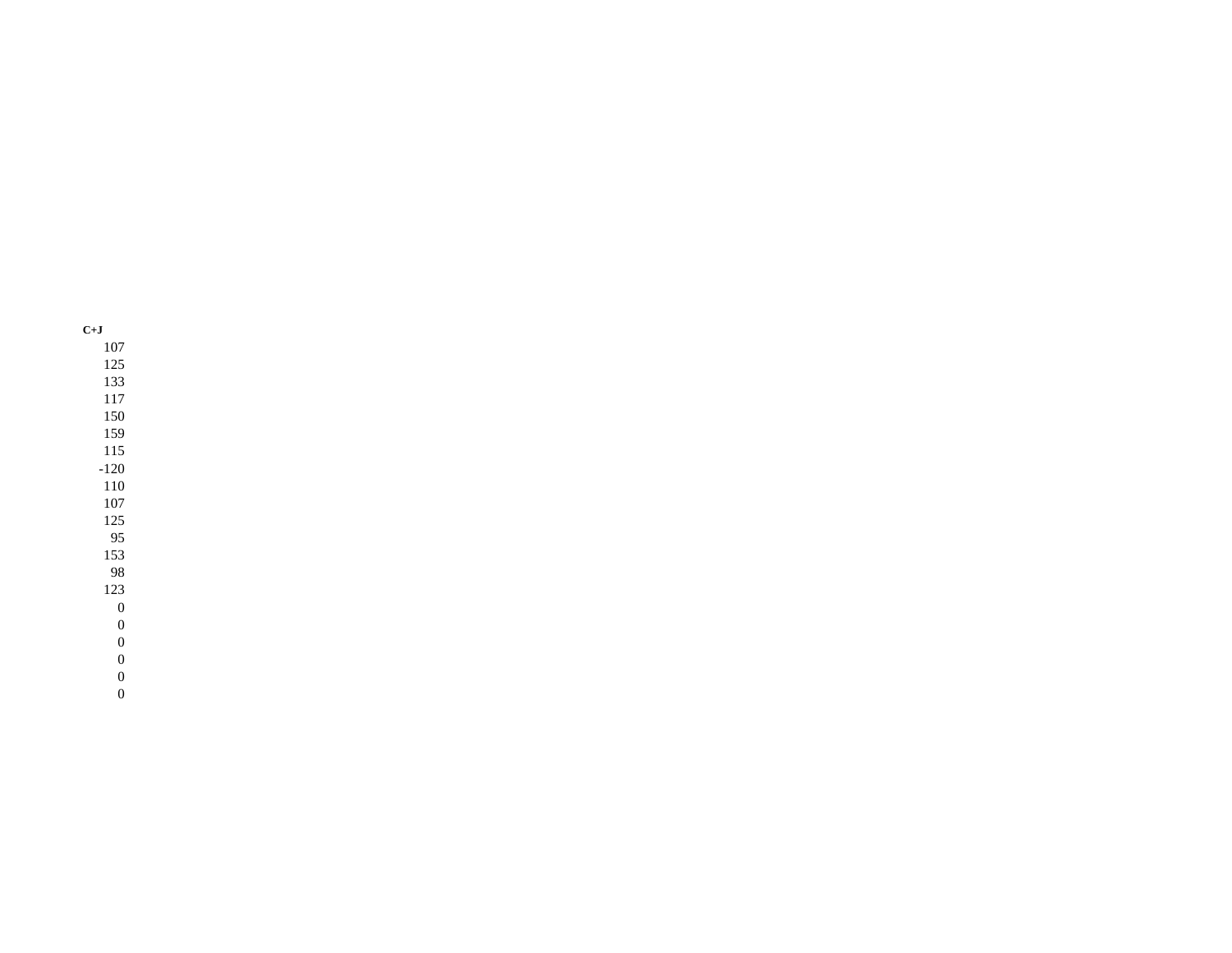| C+J |
| --- |
| 107 |
| 125 |
| 133 |
| 117 |
| 150 |
| 159 |
| 115 |
| -120 |
| 110 |
| 107 |
| 125 |
| 95 |
| 153 |
| 98 |
| 123 |
| 0 |
| 0 |
| 0 |
| 0 |
| 0 |
| 0 |